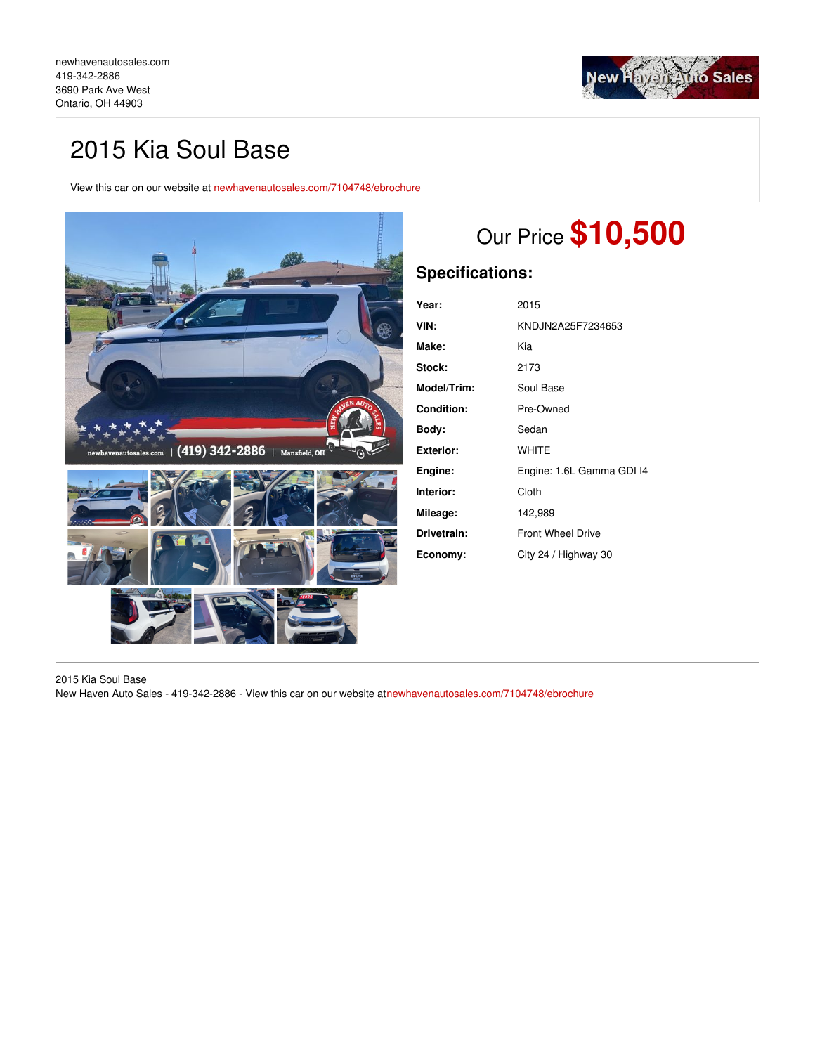newhavenautosales.com
419-342-2886
3690 Park Ave West
Ontario, OH 44903

# 2015 Kia Soul Base

View this car on our website at newhavenautosales.com/7104748/ebrochure

## Our Price $10,500

### Specifications:

| | |
|---|---|
| **Year:** | 2015 |
| **VIN:** | KNDJN2A25F7234653 |
| **Make:** | Kia |
| **Stock:** | 2173 |
| **Model/Trim:** | Soul Base |
| **Condition:** | Pre-Owned |
| **Body:** | Sedan |
| **Exterior:** | WHITE |
| **Engine:** | Engine: 1.6L Gamma GDI I4 |
| **Interior:** | Cloth |
| **Mileage:** | 142,989 |
| **Drivetrain:** | Front Wheel Drive |
| **Economy:** | City 24 / Highway 30 |

2015 Kia Soul Base
New Haven Auto Sales - 419-342-2886 - View this car on our website atnewhavenautosales.com/7104748/ebrochure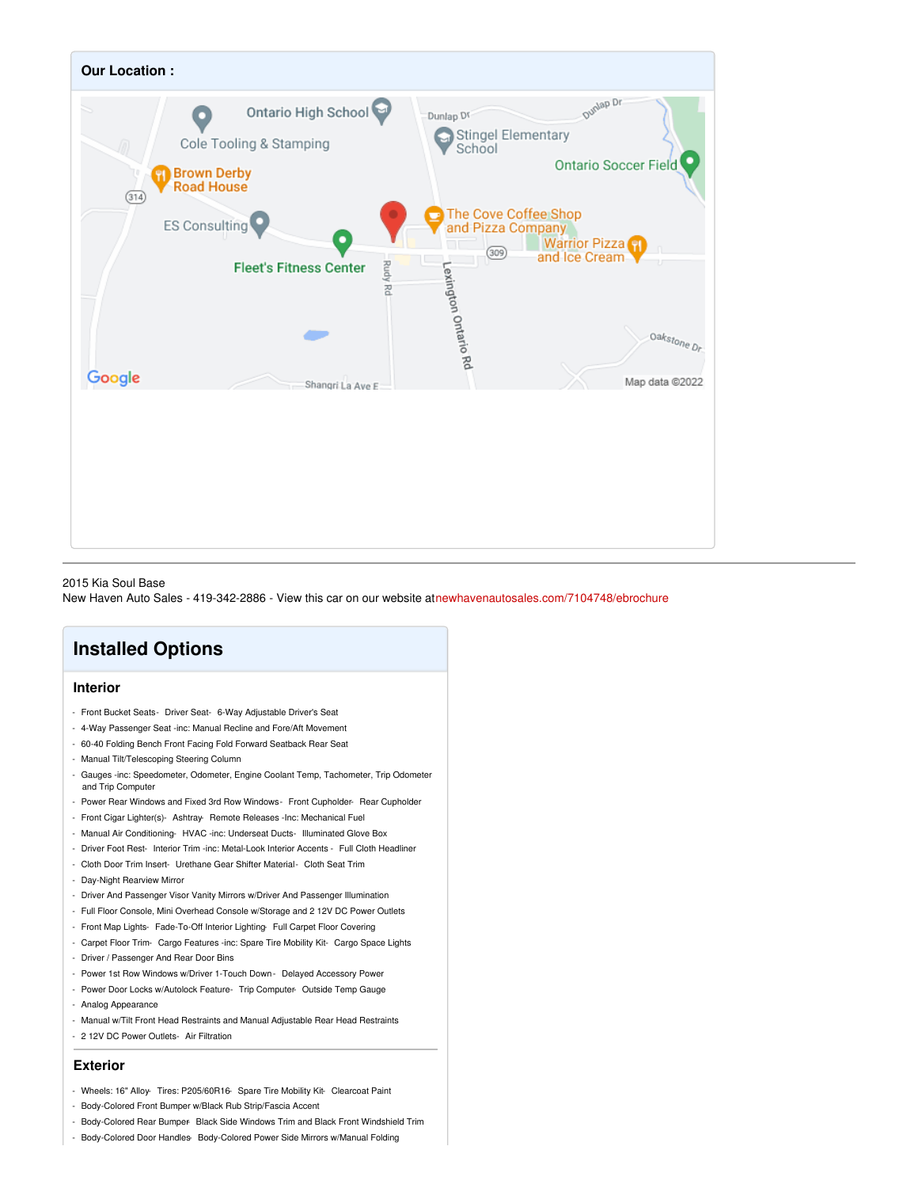## Our Location :

2015 Kia Soul Base
New Haven Auto Sales - 419-342-2886 - View this car on our website atnewhavenautosales.com/7104748/ebrochure

## Installed Options

### Interior

- Front Bucket Seats- Driver Seat- 6-Way Adjustable Driver's Seat
- 4-Way Passenger Seat -inc: Manual Recline and Fore/Aft Movement
- 60-40 Folding Bench Front Facing Fold Forward Seatback Rear Seat
- Manual Tilt/Telescoping Steering Column
- Gauges -inc: Speedometer, Odometer, Engine Coolant Temp, Tachometer, Trip Odometer and Trip Computer
- Power Rear Windows and Fixed 3rd Row Windows- Front Cupholder- Rear Cupholder
- Front Cigar Lighter(s)- Ashtray- Remote Releases -Inc: Mechanical Fuel
- Manual Air Conditioning- HVAC -inc: Underseat Ducts- Illuminated Glove Box
- Driver Foot Rest- Interior Trim -inc: Metal-Look Interior Accents - Full Cloth Headliner
- Cloth Door Trim Insert- Urethane Gear Shifter Material- Cloth Seat Trim
- Day-Night Rearview Mirror
- Driver And Passenger Visor Vanity Mirrors w/Driver And Passenger Illumination
- Full Floor Console, Mini Overhead Console w/Storage and 2 12V DC Power Outlets
- Front Map Lights- Fade-To-Off Interior Lighting- Full Carpet Floor Covering
- Carpet Floor Trim- Cargo Features -inc: Spare Tire Mobility Kit- Cargo Space Lights
- Driver / Passenger And Rear Door Bins
- Power 1st Row Windows w/Driver 1-Touch Down - Delayed Accessory Power
- Power Door Locks w/Autolock Feature- Trip Computer- Outside Temp Gauge
- Analog Appearance
- Manual w/Tilt Front Head Restraints and Manual Adjustable Rear Head Restraints
- 2 12V DC Power Outlets- Air Filtration

### Exterior

- Wheels: 16" Alloy- Tires: P205/60R16- Spare Tire Mobility Kit- Clearcoat Paint
- Body-Colored Front Bumper w/Black Rub Strip/Fascia Accent
- Body-Colored Rear Bumper- Black Side Windows Trim and Black Front Windshield Trim
- Body-Colored Door Handles- Body-Colored Power Side Mirrors w/Manual Folding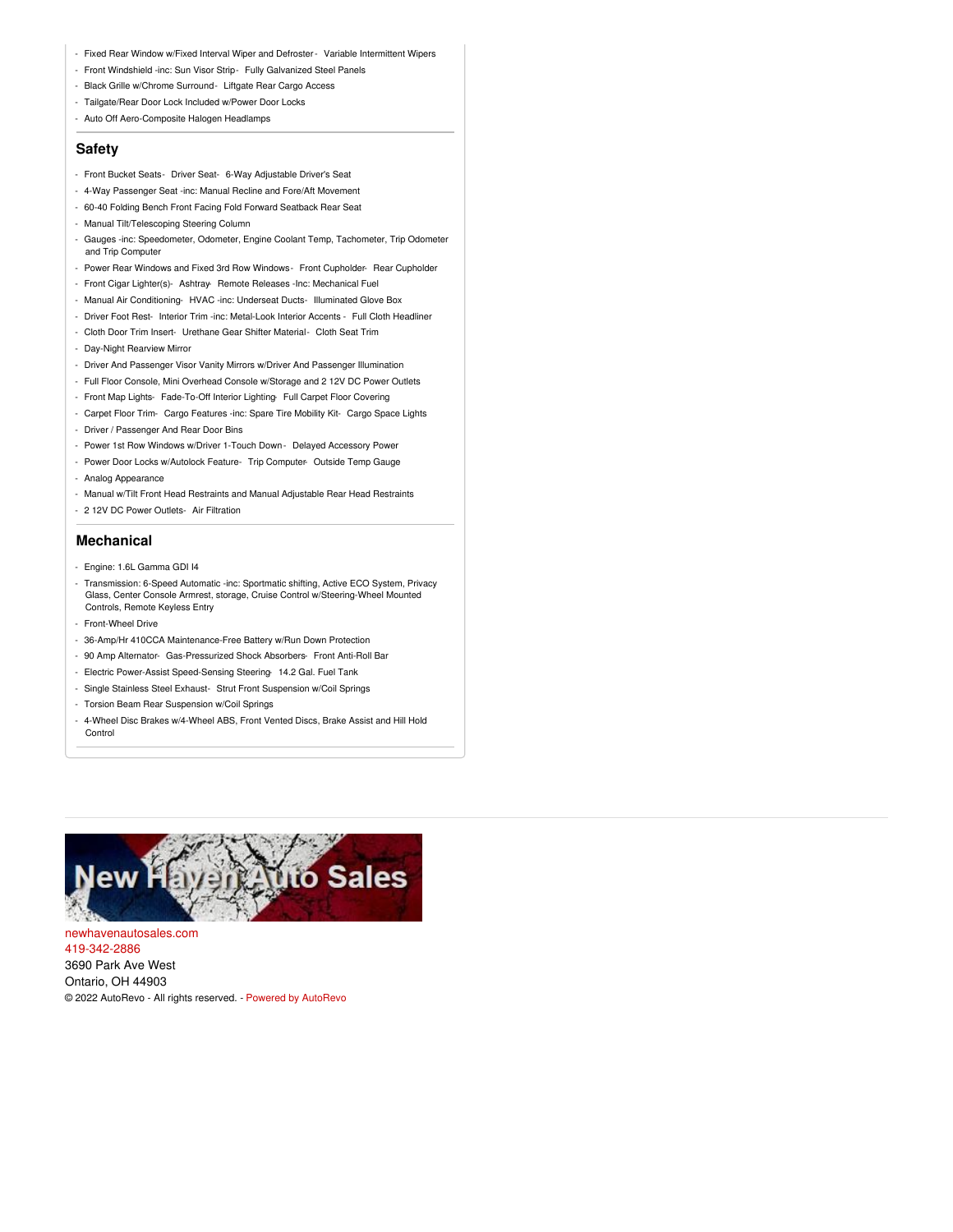- Fixed Rear Window w/Fixed Interval Wiper and Defroster - Variable Intermittent Wipers
- Front Windshield -inc: Sun Visor Strip - Fully Galvanized Steel Panels
- Black Grille w/Chrome Surround - Liftgate Rear Cargo Access
- Tailgate/Rear Door Lock Included w/Power Door Locks
- Auto Off Aero-Composite Halogen Headlamps

## Safety

- Front Bucket Seats - Driver Seat - 6-Way Adjustable Driver's Seat
- 4-Way Passenger Seat -inc: Manual Recline and Fore/Aft Movement
- 60-40 Folding Bench Front Facing Fold Forward Seatback Rear Seat
- Manual Tilt/Telescoping Steering Column
- Gauges -inc: Speedometer, Odometer, Engine Coolant Temp, Tachometer, Trip Odometer and Trip Computer
- Power Rear Windows and Fixed 3rd Row Windows - Front Cupholder - Rear Cupholder
- Front Cigar Lighter(s) - Ashtray - Remote Releases -Inc: Mechanical Fuel
- Manual Air Conditioning - HVAC -inc: Underseat Ducts - Illuminated Glove Box
- Driver Foot Rest - Interior Trim -inc: Metal-Look Interior Accents - Full Cloth Headliner
- Cloth Door Trim Insert - Urethane Gear Shifter Material - Cloth Seat Trim
- Day-Night Rearview Mirror
- Driver And Passenger Visor Vanity Mirrors w/Driver And Passenger Illumination
- Full Floor Console, Mini Overhead Console w/Storage and 2 12V DC Power Outlets
- Front Map Lights - Fade-To-Off Interior Lighting - Full Carpet Floor Covering
- Carpet Floor Trim - Cargo Features -inc: Spare Tire Mobility Kit - Cargo Space Lights
- Driver / Passenger And Rear Door Bins
- Power 1st Row Windows w/Driver 1-Touch Down - Delayed Accessory Power
- Power Door Locks w/Autolock Feature - Trip Computer - Outside Temp Gauge
- Analog Appearance
- Manual w/Tilt Front Head Restraints and Manual Adjustable Rear Head Restraints
- 2 12V DC Power Outlets - Air Filtration

## Mechanical

- Engine: 1.6L Gamma GDI I4
- Transmission: 6-Speed Automatic -inc: Sportmatic shifting, Active ECO System, Privacy Glass, Center Console Armrest, storage, Cruise Control w/Steering-Wheel Mounted Controls, Remote Keyless Entry
- Front-Wheel Drive
- 36-Amp/Hr 410CCA Maintenance-Free Battery w/Run Down Protection
- 90 Amp Alternator - Gas-Pressurized Shock Absorbers - Front Anti-Roll Bar
- Electric Power-Assist Speed-Sensing Steering - 14.2 Gal. Fuel Tank
- Single Stainless Steel Exhaust - Strut Front Suspension w/Coil Springs
- Torsion Beam Rear Suspension w/Coil Springs
- 4-Wheel Disc Brakes w/4-Wheel ABS, Front Vented Discs, Brake Assist and Hill Hold Control

New Haven Auto Sales

newhavenautosales.com
419-342-2886
3690 Park Ave West
Ontario, OH 44903
© 2022 AutoRevo - All rights reserved. - Powered by AutoRevo